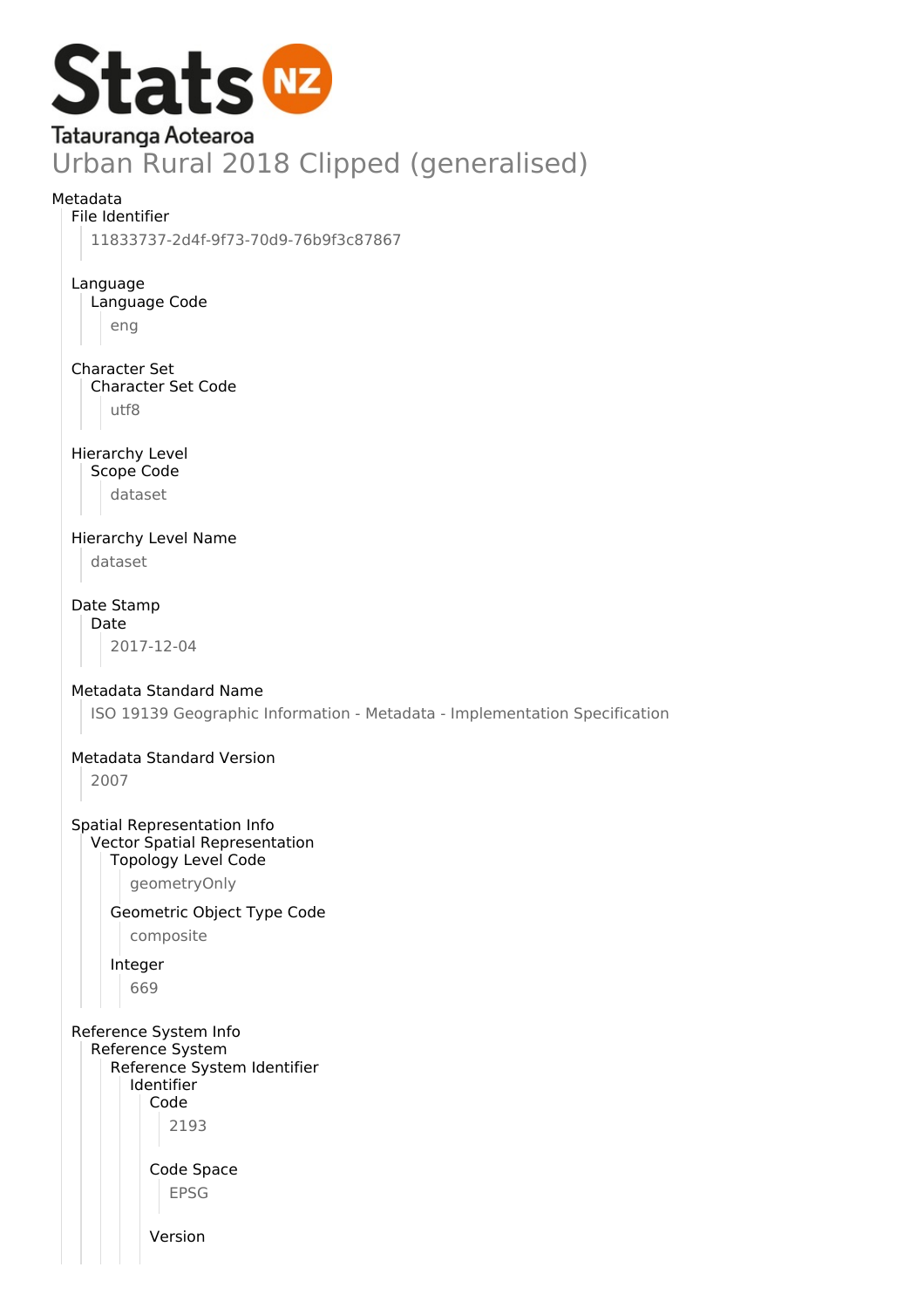# Stats NZ Tatauranga Aotearoa

# Urban Rural 2018 Clipped (generalised)

Metadata

- File Identifier
  - 11833737-2d4f-9f73-70d9-76b9f3c87867
- Language
  - Language Code
    - eng
- Character Set
  - Character Set Code
    - utf8
- Hierarchy Level
  - Scope Code
    - dataset
- Hierarchy Level Name
  - dataset
- Date Stamp
  - Date
    - 2017-12-04
- Metadata Standard Name
  - ISO 19139 Geographic Information - Metadata - Implementation Specification
- Metadata Standard Version
  - 2007
- Spatial Representation Info
  - Vector Spatial Representation
    - Topology Level Code
      - geometryOnly
    - Geometric Object Type Code
      - composite
    - Integer
      - 669
- Reference System Info
  - Reference System
    - Reference System Identifier
      - Identifier
        - Code
          - 2193
        - Code Space
          - EPSG
        - Version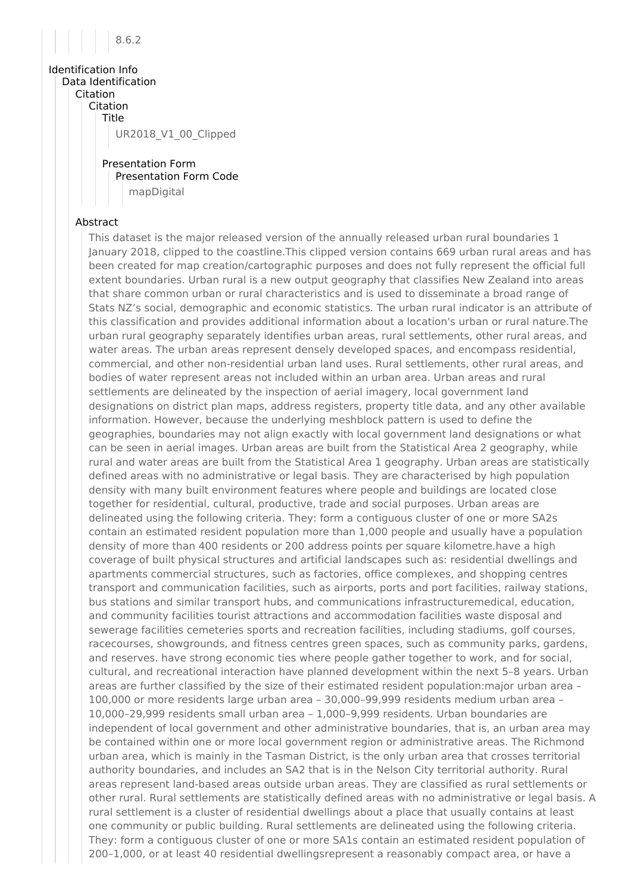8.6.2

Identification Info

Data Identification

Citation

Citation

Title

UR2018_V1_00_Clipped

Presentation Form

Presentation Form Code

mapDigital

Abstract

This dataset is the major released version of the annually released urban rural boundaries 1 January 2018, clipped to the coastline.This clipped version contains 669 urban rural areas and has been created for map creation/cartographic purposes and does not fully represent the official full extent boundaries. Urban rural is a new output geography that classifies New Zealand into areas that share common urban or rural characteristics and is used to disseminate a broad range of Stats NZ's social, demographic and economic statistics. The urban rural indicator is an attribute of this classification and provides additional information about a location's urban or rural nature.The urban rural geography separately identifies urban areas, rural settlements, other rural areas, and water areas. The urban areas represent densely developed spaces, and encompass residential, commercial, and other non-residential urban land uses. Rural settlements, other rural areas, and bodies of water represent areas not included within an urban area. Urban areas and rural settlements are delineated by the inspection of aerial imagery, local government land designations on district plan maps, address registers, property title data, and any other available information. However, because the underlying meshblock pattern is used to define the geographies, boundaries may not align exactly with local government land designations or what can be seen in aerial images. Urban areas are built from the Statistical Area 2 geography, while rural and water areas are built from the Statistical Area 1 geography. Urban areas are statistically defined areas with no administrative or legal basis. They are characterised by high population density with many built environment features where people and buildings are located close together for residential, cultural, productive, trade and social purposes. Urban areas are delineated using the following criteria. They: form a contiguous cluster of one or more SA2s contain an estimated resident population more than 1,000 people and usually have a population density of more than 400 residents or 200 address points per square kilometre.have a high coverage of built physical structures and artificial landscapes such as: residential dwellings and apartments commercial structures, such as factories, office complexes, and shopping centres transport and communication facilities, such as airports, ports and port facilities, railway stations, bus stations and similar transport hubs, and communications infrastructuremedical, education, and community facilities tourist attractions and accommodation facilities waste disposal and sewerage facilities cemeteries sports and recreation facilities, including stadiums, golf courses, racecourses, showgrounds, and fitness centres green spaces, such as community parks, gardens, and reserves. have strong economic ties where people gather together to work, and for social, cultural, and recreational interaction have planned development within the next 5–8 years. Urban areas are further classified by the size of their estimated resident population:major urban area – 100,000 or more residents large urban area – 30,000–99,999 residents medium urban area – 10,000–29,999 residents small urban area – 1,000–9,999 residents. Urban boundaries are independent of local government and other administrative boundaries, that is, an urban area may be contained within one or more local government region or administrative areas. The Richmond urban area, which is mainly in the Tasman District, is the only urban area that crosses territorial authority boundaries, and includes an SA2 that is in the Nelson City territorial authority. Rural areas represent land-based areas outside urban areas. They are classified as rural settlements or other rural. Rural settlements are statistically defined areas with no administrative or legal basis. A rural settlement is a cluster of residential dwellings about a place that usually contains at least one community or public building. Rural settlements are delineated using the following criteria. They: form a contiguous cluster of one or more SA1s contain an estimated resident population of 200–1,000, or at least 40 residential dwellingsrepresent a reasonably compact area, or have a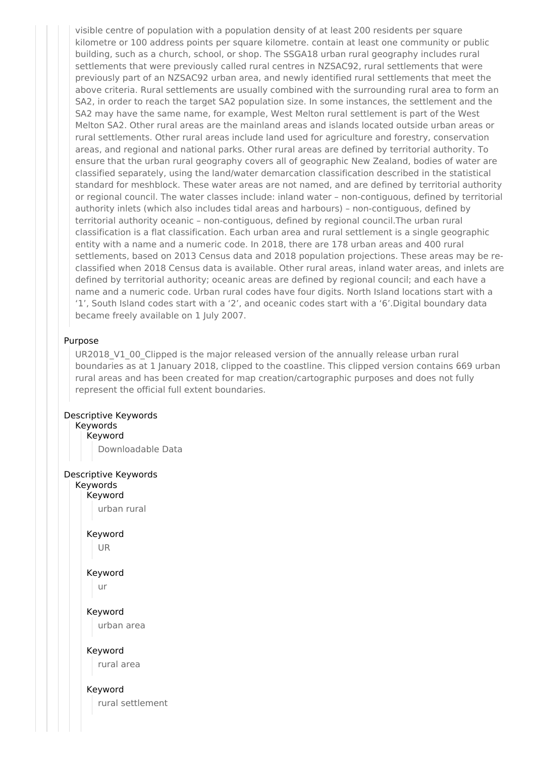visible centre of population with a population density of at least 200 residents per square kilometre or 100 address points per square kilometre. contain at least one community or public building, such as a church, school, or shop. The SSGA18 urban rural geography includes rural settlements that were previously called rural centres in NZSAC92, rural settlements that were previously part of an NZSAC92 urban area, and newly identified rural settlements that meet the above criteria. Rural settlements are usually combined with the surrounding rural area to form an SA2, in order to reach the target SA2 population size. In some instances, the settlement and the SA2 may have the same name, for example, West Melton rural settlement is part of the West Melton SA2. Other rural areas are the mainland areas and islands located outside urban areas or rural settlements. Other rural areas include land used for agriculture and forestry, conservation areas, and regional and national parks. Other rural areas are defined by territorial authority. To ensure that the urban rural geography covers all of geographic New Zealand, bodies of water are classified separately, using the land/water demarcation classification described in the statistical standard for meshblock. These water areas are not named, and are defined by territorial authority or regional council. The water classes include: inland water – non-contiguous, defined by territorial authority inlets (which also includes tidal areas and harbours) – non-contiguous, defined by territorial authority oceanic – non-contiguous, defined by regional council.The urban rural classification is a flat classification. Each urban area and rural settlement is a single geographic entity with a name and a numeric code. In 2018, there are 178 urban areas and 400 rural settlements, based on 2013 Census data and 2018 population projections. These areas may be re-classified when 2018 Census data is available. Other rural areas, inland water areas, and inlets are defined by territorial authority; oceanic areas are defined by regional council; and each have a name and a numeric code. Urban rural codes have four digits. North Island locations start with a '1', South Island codes start with a '2', and oceanic codes start with a '6'.Digital boundary data became freely available on 1 July 2007.

Purpose

UR2018_V1_00_Clipped is the major released version of the annually release urban rural boundaries as at 1 January 2018, clipped to the coastline. This clipped version contains 669 urban rural areas and has been created for map creation/cartographic purposes and does not fully represent the official full extent boundaries.

Descriptive Keywords

Keywords

Keyword

Downloadable Data

Descriptive Keywords

Keywords

Keyword

urban rural

Keyword

UR

Keyword

ur

Keyword

urban area

Keyword

rural area

Keyword

rural settlement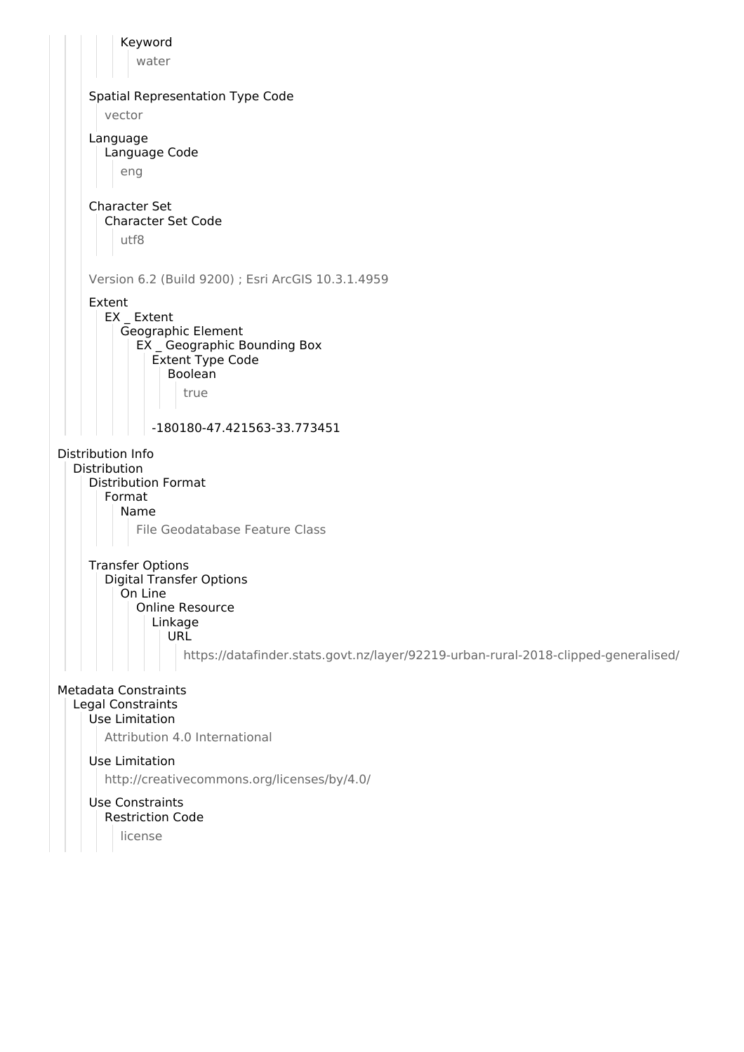Keyword

water

Spatial Representation Type Code

vector

Language

Language Code

eng

Character Set

Character Set Code

utf8

Version 6.2 (Build 9200) ; Esri ArcGIS 10.3.1.4959

Extent

EX _ Extent

Geographic Element

EX _ Geographic Bounding Box

Extent Type Code

Boolean

true

-180180-47.421563-33.773451

Distribution Info

Distribution

Distribution Format

Format

Name

File Geodatabase Feature Class

Transfer Options

Digital Transfer Options

On Line

Online Resource

Linkage

URL

https://datafinder.stats.govt.nz/layer/92219-urban-rural-2018-clipped-generalised/

Metadata Constraints

Legal Constraints

Use Limitation

Attribution 4.0 International

Use Limitation

http://creativecommons.org/licenses/by/4.0/

Use Constraints

Restriction Code

license